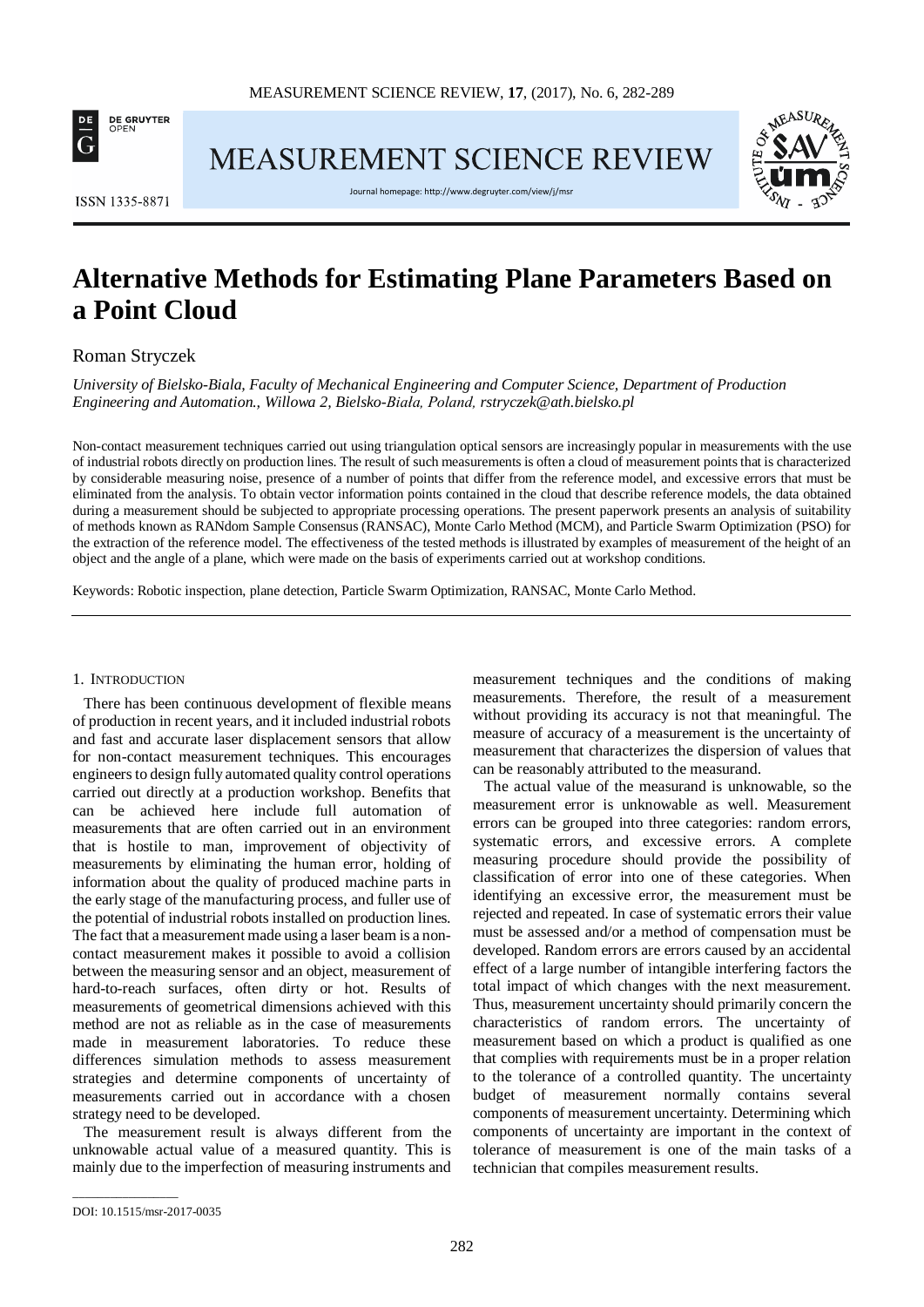# Alternative Methods for Estimating Plane Parameters Based on a Point Cloud

Roman Stryczek

*University of Bielsko-Biala, Faculty of Mechanical Engineering and Computer Science, Department of Production Engineering and Automation., Willowa 2, Bielsko-Biała, Poland, rstryczek@ath.bielsko.pl*

Non-contact measurement techniques carried out using triangulation optical sensors are increasingly popular in measurements with the use of industrial robots directly on production lines. The result of such measurements is often a cloud of measurement points that is characterized by considerable measuring noise, presence of a number of points that differ from the reference model, and excessive errors that must be eliminated from the analysis. To obtain vector information points contained in the cloud that describe reference models, the data obtained during a measurement should be subjected to appropriate processing operations. The present paperwork presents an analysis of suitability of methods known as RANdom Sample Consensus (RANSAC), Monte Carlo Method (MCM), and Particle Swarm Optimization (PSO) for the extraction of the reference model. The effectiveness of the tested methods is illustrated by examples of measurement of the height of an object and the angle of a plane, which were made on the basis of experiments carried out at workshop conditions.

Keywords: Robotic inspection, plane detection, Particle Swarm Optimization, RANSAC, Monte Carlo Method.

## 1. Introduction

There has been continuous development of flexible means of production in recent years, and it included industrial robots and fast and accurate laser displacement sensors that allow for non-contact measurement techniques. This encourages engineers to design fully automated quality control operations carried out directly at a production workshop. Benefits that can be achieved here include full automation of measurements that are often carried out in an environment that is hostile to man, improvement of objectivity of measurements by eliminating the human error, holding of information about the quality of produced machine parts in the early stage of the manufacturing process, and fuller use of the potential of industrial robots installed on production lines. The fact that a measurement made using a laser beam is a non-contact measurement makes it possible to avoid a collision between the measuring sensor and an object, measurement of hard-to-reach surfaces, often dirty or hot. Results of measurements of geometrical dimensions achieved with this method are not as reliable as in the case of measurements made in measurement laboratories. To reduce these differences simulation methods to assess measurement strategies and determine components of uncertainty of measurements carried out in accordance with a chosen strategy need to be developed.

The measurement result is always different from the unknowable actual value of a measured quantity. This is mainly due to the imperfection of measuring instruments and measurement techniques and the conditions of making measurements. Therefore, the result of a measurement without providing its accuracy is not that meaningful. The measure of accuracy of a measurement is the uncertainty of measurement that characterizes the dispersion of values that can be reasonably attributed to the measurand.

The actual value of the measurand is unknowable, so the measurement error is unknowable as well. Measurement errors can be grouped into three categories: random errors, systematic errors, and excessive errors. A complete measuring procedure should provide the possibility of classification of error into one of these categories. When identifying an excessive error, the measurement must be rejected and repeated. In case of systematic errors their value must be assessed and/or a method of compensation must be developed. Random errors are errors caused by an accidental effect of a large number of intangible interfering factors the total impact of which changes with the next measurement. Thus, measurement uncertainty should primarily concern the characteristics of random errors. The uncertainty of measurement based on which a product is qualified as one that complies with requirements must be in a proper relation to the tolerance of a controlled quantity. The uncertainty budget of measurement normally contains several components of measurement uncertainty. Determining which components of uncertainty are important in the context of tolerance of measurement is one of the main tasks of a technician that compiles measurement results.

DOI: 10.1515/msr-2017-0035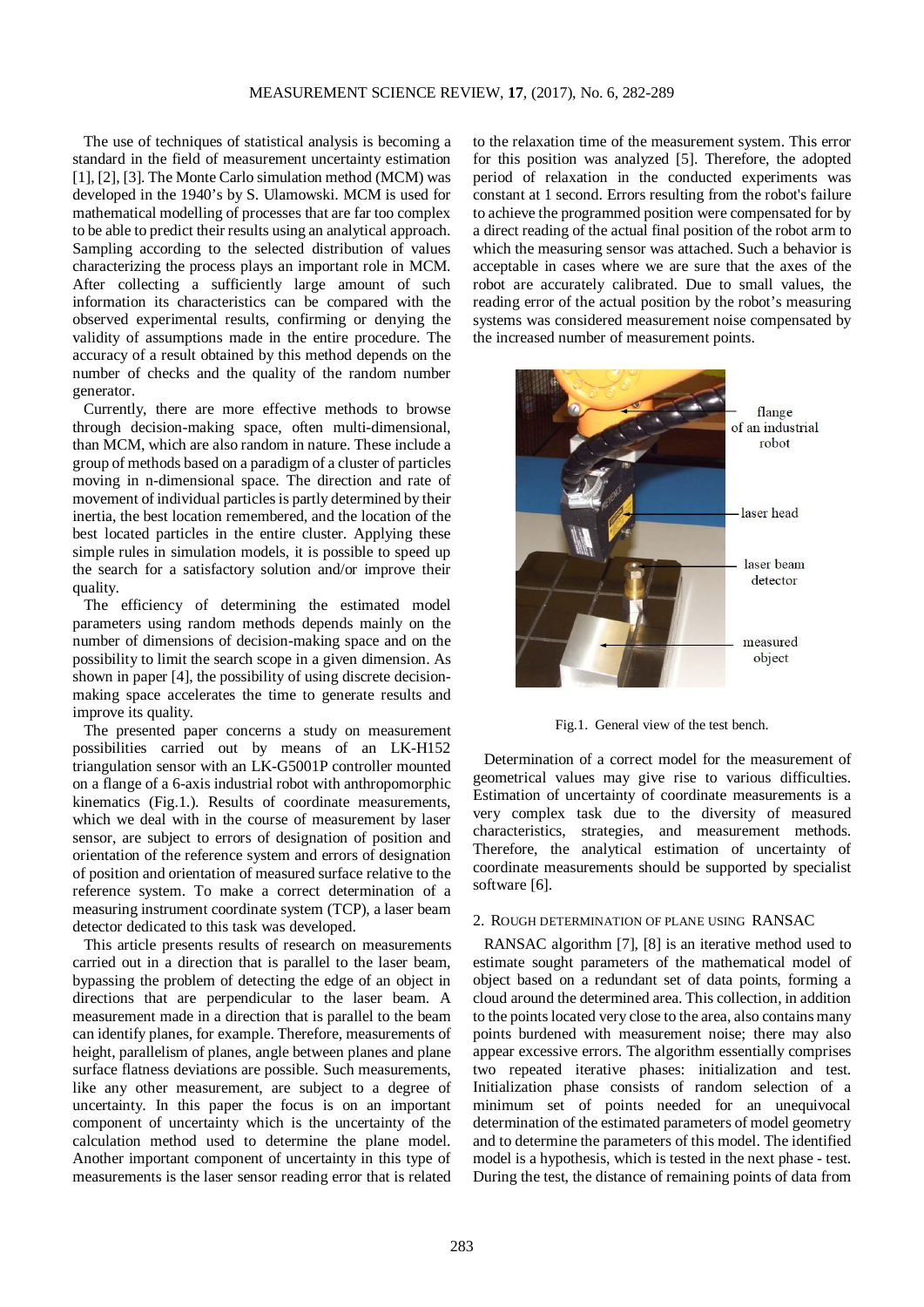The use of techniques of statistical analysis is becoming a standard in the field of measurement uncertainty estimation [1], [2], [3]. The Monte Carlo simulation method (MCM) was developed in the 1940's by S. Ulamowski. MCM is used for mathematical modelling of processes that are far too complex to be able to predict their results using an analytical approach. Sampling according to the selected distribution of values characterizing the process plays an important role in MCM. After collecting a sufficiently large amount of such information its characteristics can be compared with the observed experimental results, confirming or denying the validity of assumptions made in the entire procedure. The accuracy of a result obtained by this method depends on the number of checks and the quality of the random number generator.

Currently, there are more effective methods to browse through decision-making space, often multi-dimensional, than MCM, which are also random in nature. These include a group of methods based on a paradigm of a cluster of particles moving in n-dimensional space. The direction and rate of movement of individual particles is partly determined by their inertia, the best location remembered, and the location of the best located particles in the entire cluster. Applying these simple rules in simulation models, it is possible to speed up the search for a satisfactory solution and/or improve their quality.

The efficiency of determining the estimated model parameters using random methods depends mainly on the number of dimensions of decision-making space and on the possibility to limit the search scope in a given dimension. As shown in paper [4], the possibility of using discrete decision-making space accelerates the time to generate results and improve its quality.

The presented paper concerns a study on measurement possibilities carried out by means of an LK-H152 triangulation sensor with an LK-G5001P controller mounted on a flange of a 6-axis industrial robot with anthropomorphic kinematics (Fig.1.). Results of coordinate measurements, which we deal with in the course of measurement by laser sensor, are subject to errors of designation of position and orientation of the reference system and errors of designation of position and orientation of measured surface relative to the reference system. To make a correct determination of a measuring instrument coordinate system (TCP), a laser beam detector dedicated to this task was developed.

This article presents results of research on measurements carried out in a direction that is parallel to the laser beam, bypassing the problem of detecting the edge of an object in directions that are perpendicular to the laser beam. A measurement made in a direction that is parallel to the beam can identify planes, for example. Therefore, measurements of height, parallelism of planes, angle between planes and plane surface flatness deviations are possible. Such measurements, like any other measurement, are subject to a degree of uncertainty. In this paper the focus is on an important component of uncertainty which is the uncertainty of the calculation method used to determine the plane model. Another important component of uncertainty in this type of measurements is the laser sensor reading error that is related to the relaxation time of the measurement system. This error for this position was analyzed [5]. Therefore, the adopted period of relaxation in the conducted experiments was constant at 1 second. Errors resulting from the robot's failure to achieve the programmed position were compensated for by a direct reading of the actual final position of the robot arm to which the measuring sensor was attached. Such a behavior is acceptable in cases where we are sure that the axes of the robot are accurately calibrated. Due to small values, the reading error of the actual position by the robot's measuring systems was considered measurement noise compensated by the increased number of measurement points.

flange of an industrial robot

laser head

laser beam detector

measured object

Fig.1. General view of the test bench.

Determination of a correct model for the measurement of geometrical values may give rise to various difficulties. Estimation of uncertainty of coordinate measurements is a very complex task due to the diversity of measured characteristics, strategies, and measurement methods. Therefore, the analytical estimation of uncertainty of coordinate measurements should be supported by specialist software [6].

## 2. Rough determination of plane using RANSAC

RANSAC algorithm [7], [8] is an iterative method used to estimate sought parameters of the mathematical model of object based on a redundant set of data points, forming a cloud around the determined area. This collection, in addition to the points located very close to the area, also contains many points burdened with measurement noise; there may also appear excessive errors. The algorithm essentially comprises two repeated iterative phases: initialization and test. Initialization phase consists of random selection of a minimum set of points needed for an unequivocal determination of the estimated parameters of model geometry and to determine the parameters of this model. The identified model is a hypothesis, which is tested in the next phase - test. During the test, the distance of remaining points of data from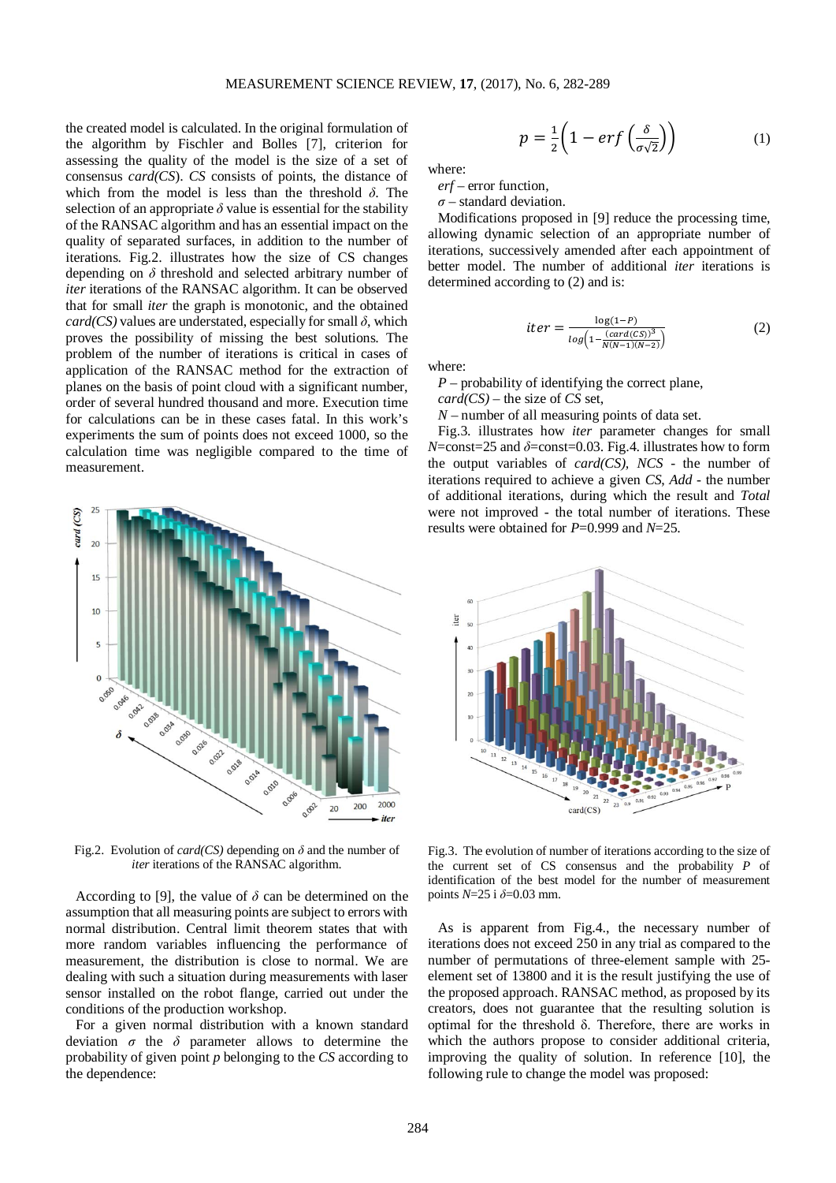the created model is calculated. In the original formulation of the algorithm by Fischler and Bolles [7], criterion for assessing the quality of the model is the size of a set of consensus *card(CS)*. *CS* consists of points, the distance of which from the model is less than the threshold $\delta$. The selection of an appropriate $\delta$ value is essential for the stability of the RANSAC algorithm and has an essential impact on the quality of separated surfaces, in addition to the number of iterations. Fig.2. illustrates how the size of CS changes depending on $\delta$ threshold and selected arbitrary number of *iter* iterations of the RANSAC algorithm. It can be observed that for small *iter* the graph is monotonic, and the obtained *card(CS)* values are understated, especially for small $\delta$, which proves the possibility of missing the best solutions. The problem of the number of iterations is critical in cases of application of the RANSAC method for the extraction of planes on the basis of point cloud with a significant number, order of several hundred thousand and more. Execution time for calculations can be in these cases fatal. In this work's experiments the sum of points does not exceed 1000, so the calculation time was negligible compared to the time of measurement.

Fig.2. Evolution of *card(CS)* depending on $\delta$ and the number of *iter* iterations of the RANSAC algorithm.

According to [9], the value of $\delta$ can be determined on the assumption that all measuring points are subject to errors with normal distribution. Central limit theorem states that with more random variables influencing the performance of measurement, the distribution is close to normal. We are dealing with such a situation during measurements with laser sensor installed on the robot flange, carried out under the conditions of the production workshop.

For a given normal distribution with a known standard deviation $\sigma$ the $\delta$ parameter allows to determine the probability of given point $p$ belonging to the *CS* according to the dependence:

$$p = \frac{1}{2}\left(1 - erf\left(\frac{\delta}{\sigma\sqrt{2}}\right)\right) \tag{1}$$

where:

*erf* – error function,

$\sigma$ – standard deviation.

Modifications proposed in [9] reduce the processing time, allowing dynamic selection of an appropriate number of iterations, successively amended after each appointment of better model. The number of additional *iter* iterations is determined according to (2) and is:

$$iter = \frac{\log(1-P)}{log\left(1-\frac{(card(CS))^3}{N(N-1)(N-2)}\right)} \tag{2}$$

where:

$P$ – probability of identifying the correct plane,

*card(CS)* – the size of *CS* set,

$N$ – number of all measuring points of data set.

Fig.3. illustrates how *iter* parameter changes for small $N$=const=25 and $\delta$=const=0.03. Fig.4. illustrates how to form the output variables of *card(CS)*, *NCS* - the number of iterations required to achieve a given *CS*, *Add* - the number of additional iterations, during which the result and *Total* were not improved - the total number of iterations. These results were obtained for $P$=0.999 and $N$=25.

Fig.3. The evolution of number of iterations according to the size of the current set of CS consensus and the probability $P$ of identification of the best model for the number of measurement points $N$=25 i $\delta$=0.03 mm.

As is apparent from Fig.4., the necessary number of iterations does not exceed 250 in any trial as compared to the number of permutations of three-element sample with 25-element set of 13800 and it is the result justifying the use of the proposed approach. RANSAC method, as proposed by its creators, does not guarantee that the resulting solution is optimal for the threshold δ. Therefore, there are works in which the authors propose to consider additional criteria, improving the quality of solution. In reference [10], the following rule to change the model was proposed: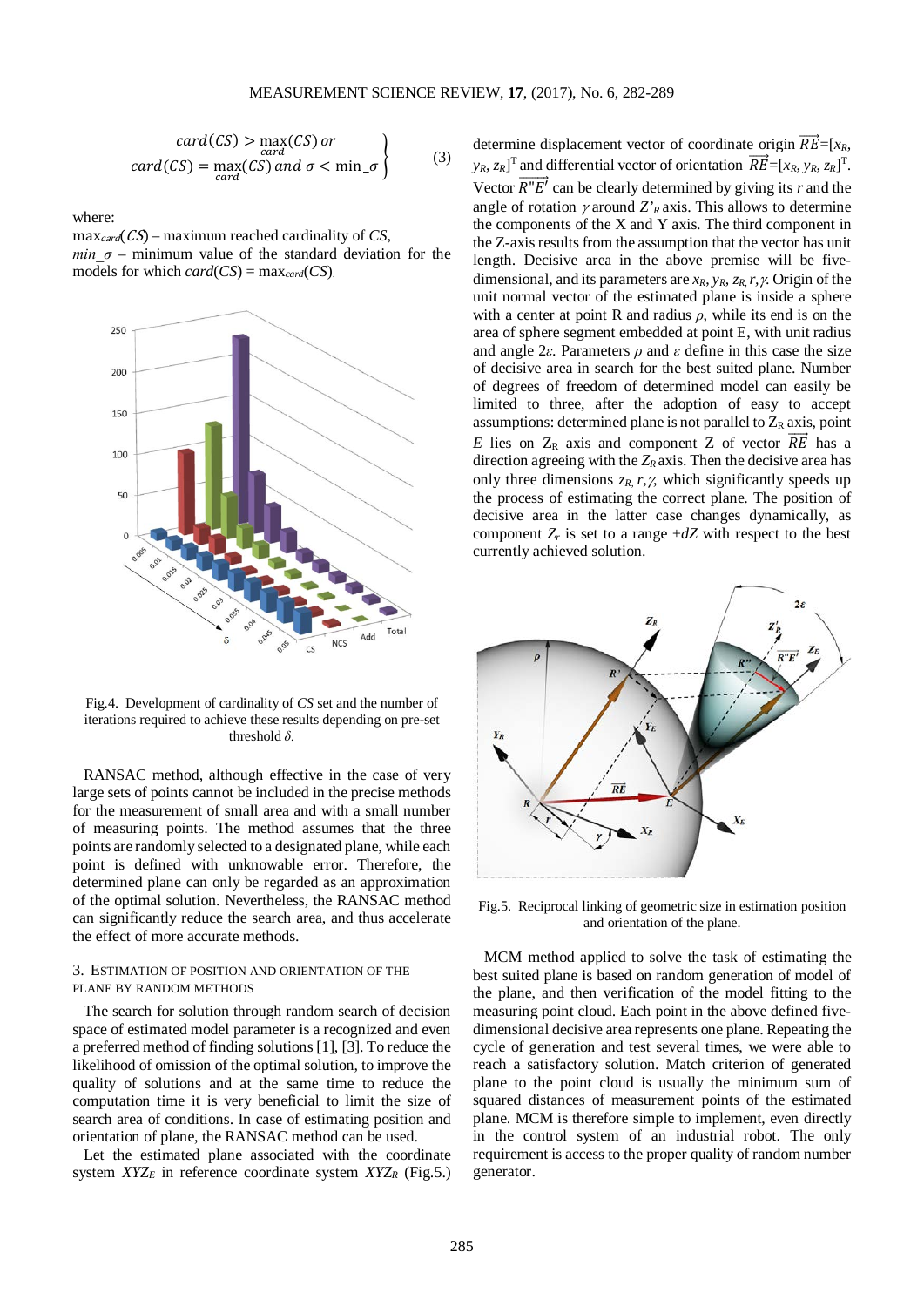$$\left.\begin{array}{c} card(CS) > \max\limits_{card}(CS) \; or \\ card(CS) = \max\limits_{card}(CS) \; and \; \sigma < \min\_\sigma \end{array}\right\} \tag{3}$$

where:

$\max_{card}(CS)$ – maximum reached cardinality of *CS*,
$min\_\sigma$ – minimum value of the standard deviation for the models for which $card(CS) = \max_{card}(CS)$.

Fig.4. Development of cardinality of *CS* set and the number of iterations required to achieve these results depending on pre-set threshold $\delta$.

RANSAC method, although effective in the case of very large sets of points cannot be included in the precise methods for the measurement of small area and with a small number of measuring points. The method assumes that the three points are randomly selected to a designated plane, while each point is defined with unknowable error. Therefore, the determined plane can only be regarded as an approximation of the optimal solution. Nevertheless, the RANSAC method can significantly reduce the search area, and thus accelerate the effect of more accurate methods.

## 3. Estimation of position and orientation of the plane by random methods

The search for solution through random search of decision space of estimated model parameter is a recognized and even a preferred method of finding solutions [1], [3]. To reduce the likelihood of omission of the optimal solution, to improve the quality of solutions and at the same time to reduce the computation time it is very beneficial to limit the size of search area of conditions. In case of estimating position and orientation of plane, the RANSAC method can be used.

Let the estimated plane associated with the coordinate system $XYZ_E$ in reference coordinate system $XYZ_R$ (Fig.5.) determine displacement vector of coordinate origin $\overrightarrow{RE}=[x_R, y_R, z_R]^T$ and differential vector of orientation $\overrightarrow{RE}=[x_R, y_R, z_R]^T$. Vector $\overrightarrow{R"E'}$ can be clearly determined by giving its $r$ and the angle of rotation $\gamma$ around $Z'_R$ axis. This allows to determine the components of the X and Y axis. The third component in the Z-axis results from the assumption that the vector has unit length. Decisive area in the above premise will be five-dimensional, and its parameters are $x_R, y_R, z_R, r, \gamma$. Origin of the unit normal vector of the estimated plane is inside a sphere with a center at point R and radius $\rho$, while its end is on the area of sphere segment embedded at point E, with unit radius and angle $2\varepsilon$. Parameters $\rho$ and $\varepsilon$ define in this case the size of decisive area in search for the best suited plane. Number of degrees of freedom of determined model can easily be limited to three, after the adoption of easy to accept assumptions: determined plane is not parallel to $Z_R$ axis, point $E$ lies on $Z_R$ axis and component Z of vector $\overrightarrow{RE}$ has a direction agreeing with the $Z_R$ axis. Then the decisive area has only three dimensions $z_R, r, \gamma$, which significantly speeds up the process of estimating the correct plane. The position of decisive area in the latter case changes dynamically, as component $Z_r$ is set to a range $\pm dZ$ with respect to the best currently achieved solution.

Fig.5. Reciprocal linking of geometric size in estimation position and orientation of the plane.

MCM method applied to solve the task of estimating the best suited plane is based on random generation of model of the plane, and then verification of the model fitting to the measuring point cloud. Each point in the above defined five-dimensional decisive area represents one plane. Repeating the cycle of generation and test several times, we were able to reach a satisfactory solution. Match criterion of generated plane to the point cloud is usually the minimum sum of squared distances of measurement points of the estimated plane. MCM is therefore simple to implement, even directly in the control system of an industrial robot. The only requirement is access to the proper quality of random number generator.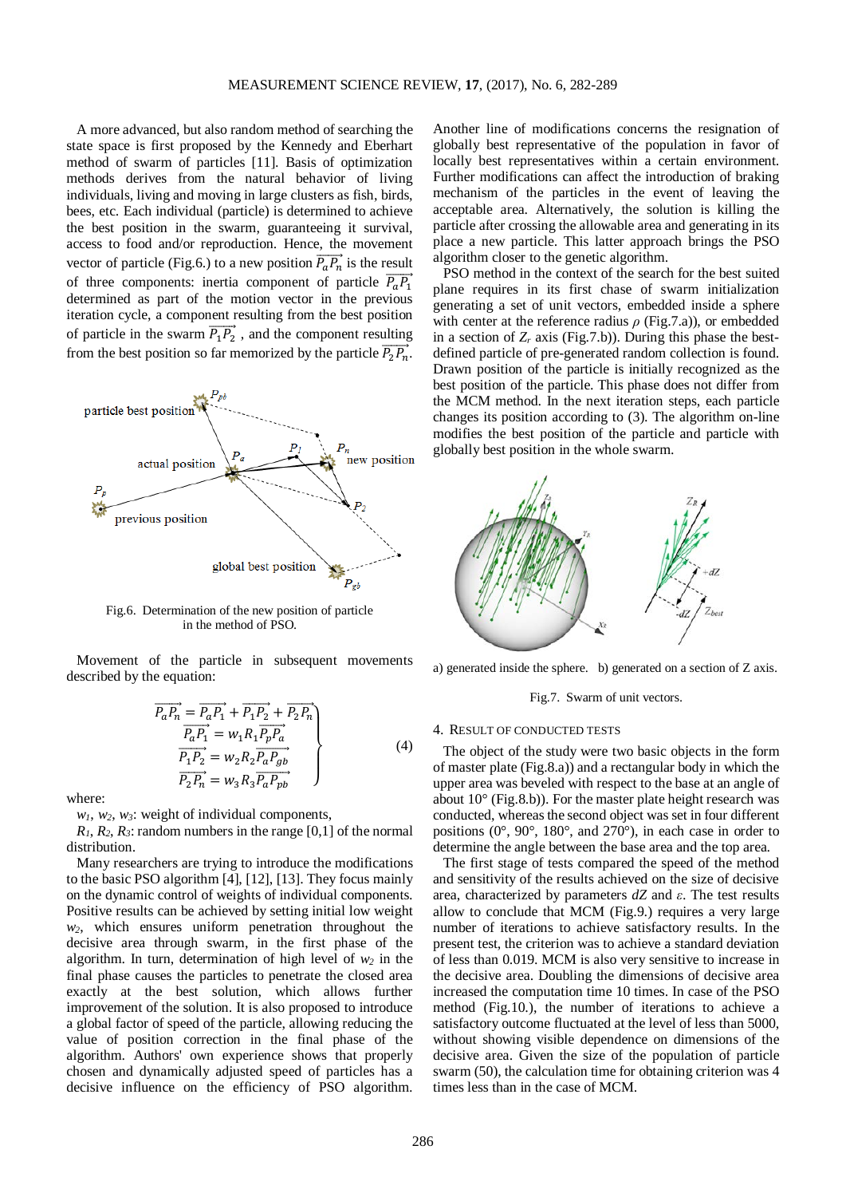A more advanced, but also random method of searching the state space is first proposed by the Kennedy and Eberhart method of swarm of particles [11]. Basis of optimization methods derives from the natural behavior of living individuals, living and moving in large clusters as fish, birds, bees, etc. Each individual (particle) is determined to achieve the best position in the swarm, guaranteeing it survival, access to food and/or reproduction. Hence, the movement vector of particle (Fig.6.) to a new position $\overrightarrow{P_aP_n}$ is the result of three components: inertia component of particle $\overrightarrow{P_aP_1}$ determined as part of the motion vector in the previous iteration cycle, a component resulting from the best position of particle in the swarm $\overrightarrow{P_1P_2}$, and the component resulting from the best position so far memorized by the particle $\overrightarrow{P_2P_n}$.

Fig.6. Determination of the new position of particle in the method of PSO.

Movement of the particle in subsequent movements described by the equation:

$$
\left.\begin{aligned}
\overrightarrow{P_aP_n} &= \overrightarrow{P_aP_1} + \overrightarrow{P_1P_2} + \overrightarrow{P_2P_n} \\
\overrightarrow{P_aP_1} &= w_1 R_1 \overrightarrow{P_pP_a} \\
\overrightarrow{P_1P_2} &= w_2 R_2 \overrightarrow{P_aP_{gb}} \\
\overrightarrow{P_2P_n} &= w_3 R_3 \overrightarrow{P_aP_{pb}}
\end{aligned}\right\} \qquad (4)
$$

where:

$w_1$, $w_2$, $w_3$: weight of individual components,

$R_1$, $R_2$, $R_3$: random numbers in the range [0,1] of the normal distribution.

Many researchers are trying to introduce the modifications to the basic PSO algorithm [4], [12], [13]. They focus mainly on the dynamic control of weights of individual components. Positive results can be achieved by setting initial low weight $w_2$, which ensures uniform penetration throughout the decisive area through swarm, in the first phase of the algorithm. In turn, determination of high level of $w_2$ in the final phase causes the particles to penetrate the closed area exactly at the best solution, which allows further improvement of the solution. It is also proposed to introduce a global factor of speed of the particle, allowing reducing the value of position correction in the final phase of the algorithm. Authors' own experience shows that properly chosen and dynamically adjusted speed of particles has a decisive influence on the efficiency of PSO algorithm. Another line of modifications concerns the resignation of globally best representative of the population in favor of locally best representatives within a certain environment. Further modifications can affect the introduction of braking mechanism of the particles in the event of leaving the acceptable area. Alternatively, the solution is killing the particle after crossing the allowable area and generating in its place a new particle. This latter approach brings the PSO algorithm closer to the genetic algorithm.

PSO method in the context of the search for the best suited plane requires in its first chase of swarm initialization generating a set of unit vectors, embedded inside a sphere with center at the reference radius $\rho$ (Fig.7.a)), or embedded in a section of $Z_r$ axis (Fig.7.b)). During this phase the best-defined particle of pre-generated random collection is found. Drawn position of the particle is initially recognized as the best position of the particle. This phase does not differ from the MCM method. In the next iteration steps, each particle changes its position according to (3). The algorithm on-line modifies the best position of the particle and particle with globally best position in the whole swarm.

a) generated inside the sphere. b) generated on a section of Z axis.

Fig.7. Swarm of unit vectors.

## 4. Result of conducted tests

The object of the study were two basic objects in the form of master plate (Fig.8.a)) and a rectangular body in which the upper area was beveled with respect to the base at an angle of about 10° (Fig.8.b)). For the master plate height research was conducted, whereas the second object was set in four different positions (0°, 90°, 180°, and 270°), in each case in order to determine the angle between the base area and the top area.

The first stage of tests compared the speed of the method and sensitivity of the results achieved on the size of decisive area, characterized by parameters $dZ$ and $\varepsilon$. The test results allow to conclude that MCM (Fig.9.) requires a very large number of iterations to achieve satisfactory results. In the present test, the criterion was to achieve a standard deviation of less than 0.019. MCM is also very sensitive to increase in the decisive area. Doubling the dimensions of decisive area increased the computation time 10 times. In case of the PSO method (Fig.10.), the number of iterations to achieve a satisfactory outcome fluctuated at the level of less than 5000, without showing visible dependence on dimensions of the decisive area. Given the size of the population of particle swarm (50), the calculation time for obtaining criterion was 4 times less than in the case of MCM.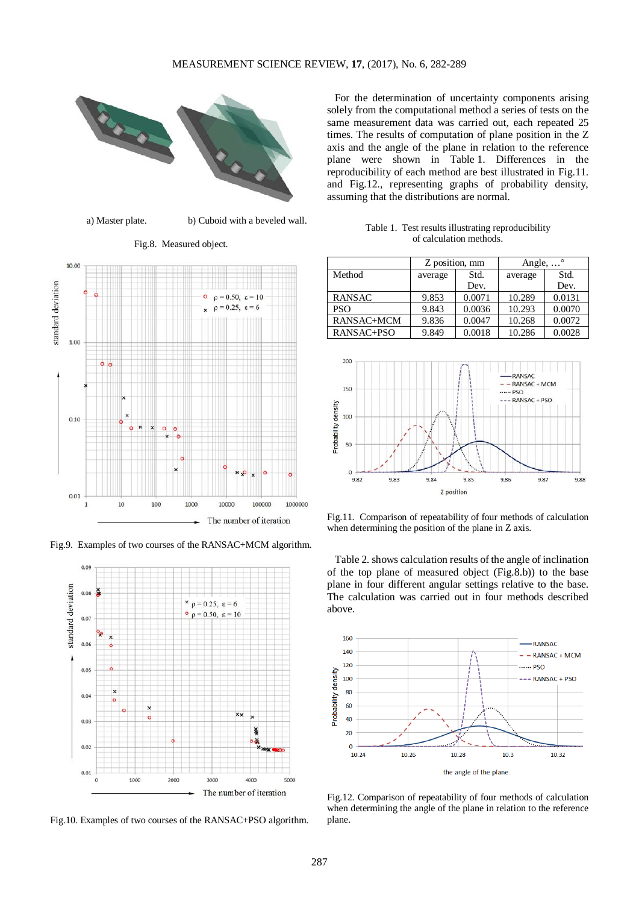a) Master plate. b) Cuboid with a beveled wall.

Fig.8. Measured object.

Fig.9. Examples of two courses of the RANSAC+MCM algorithm.

Fig.10. Examples of two courses of the RANSAC+PSO algorithm.

For the determination of uncertainty components arising solely from the computational method a series of tests on the same measurement data was carried out, each repeated 25 times. The results of computation of plane position in the Z axis and the angle of the plane in relation to the reference plane were shown in Table 1. Differences in the reproducibility of each method are best illustrated in Fig.11. and Fig.12., representing graphs of probability density, assuming that the distributions are normal.

Table 1. Test results illustrating reproducibility of calculation methods.

| Method | Z position, mm | | Angle, …° | |
|---|---|---|---|---|
| | average | Std. Dev. | average | Std. Dev. |
| RANSAC | 9.853 | 0.0071 | 10.289 | 0.0131 |
| PSO | 9.843 | 0.0036 | 10.293 | 0.0070 |
| RANSAC+MCM | 9.836 | 0.0047 | 10.268 | 0.0072 |
| RANSAC+PSO | 9.849 | 0.0018 | 10.286 | 0.0028 |

Fig.11. Comparison of repeatability of four methods of calculation when determining the position of the plane in Z axis.

Table 2. shows calculation results of the angle of inclination of the top plane of measured object (Fig.8.b)) to the base plane in four different angular settings relative to the base. The calculation was carried out in four methods described above.

Fig.12. Comparison of repeatability of four methods of calculation when determining the angle of the plane in relation to the reference plane.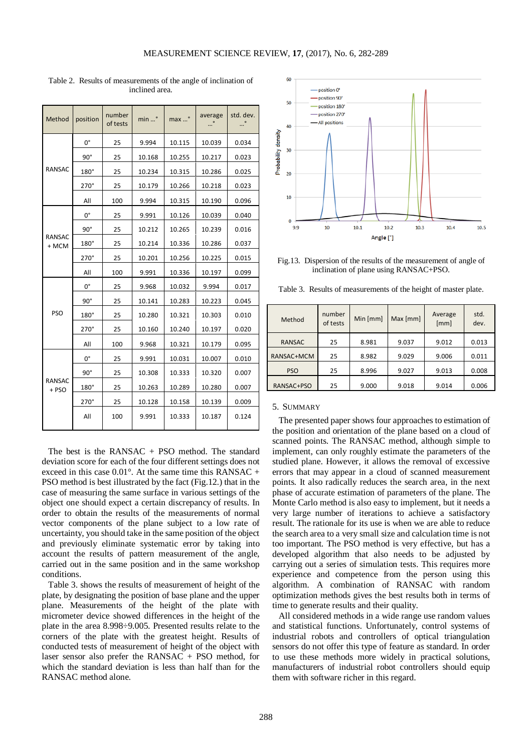Table 2. Results of measurements of the angle of inclination of inclined area.

| Method | position | number of tests | min ...° | max ...° | average ...° | std. dev. ...° |
|---|---|---|---|---|---|---|
| RANSAC | 0° | 25 | 9.994 | 10.115 | 10.039 | 0.034 |
| | 90° | 25 | 10.168 | 10.255 | 10.217 | 0.023 |
| | 180° | 25 | 10.234 | 10.315 | 10.286 | 0.025 |
| | 270° | 25 | 10.179 | 10.266 | 10.218 | 0.023 |
| | All | 100 | 9.994 | 10.315 | 10.190 | 0.096 |
| RANSAC + MCM | 0° | 25 | 9.991 | 10.126 | 10.039 | 0.040 |
| | 90° | 25 | 10.212 | 10.265 | 10.239 | 0.016 |
| | 180° | 25 | 10.214 | 10.336 | 10.286 | 0.037 |
| | 270° | 25 | 10.201 | 10.256 | 10.225 | 0.015 |
| | All | 100 | 9.991 | 10.336 | 10.197 | 0.099 |
| PSO | 0° | 25 | 9.968 | 10.032 | 9.994 | 0.017 |
| | 90° | 25 | 10.141 | 10.283 | 10.223 | 0.045 |
| | 180° | 25 | 10.280 | 10.321 | 10.303 | 0.010 |
| | 270° | 25 | 10.160 | 10.240 | 10.197 | 0.020 |
| | All | 100 | 9.968 | 10.321 | 10.179 | 0.095 |
| RANSAC + PSO | 0° | 25 | 9.991 | 10.031 | 10.007 | 0.010 |
| | 90° | 25 | 10.308 | 10.333 | 10.320 | 0.007 |
| | 180° | 25 | 10.263 | 10.289 | 10.280 | 0.007 |
| | 270° | 25 | 10.128 | 10.158 | 10.139 | 0.009 |
| | All | 100 | 9.991 | 10.333 | 10.187 | 0.124 |

The best is the RANSAC + PSO method. The standard deviation score for each of the four different settings does not exceed in this case 0.01°. At the same time this RANSAC + PSO method is best illustrated by the fact (Fig.12.) that in the case of measuring the same surface in various settings of the object one should expect a certain discrepancy of results. In order to obtain the results of the measurements of normal vector components of the plane subject to a low rate of uncertainty, you should take in the same position of the object and previously eliminate systematic error by taking into account the results of pattern measurement of the angle, carried out in the same position and in the same workshop conditions.

Table 3. shows the results of measurement of height of the plate, by designating the position of base plane and the upper plane. Measurements of the height of the plate with micrometer device showed differences in the height of the plate in the area 8.998÷9.005. Presented results relate to the corners of the plate with the greatest height. Results of conducted tests of measurement of height of the object with laser sensor also prefer the RANSAC + PSO method, for which the standard deviation is less than half than for the RANSAC method alone.

Fig.13. Dispersion of the results of the measurement of angle of inclination of plane using RANSAC+PSO.

Table 3. Results of measurements of the height of master plate.

| Method | number of tests | Min [mm] | Max [mm] | Average [mm] | std. dev. |
|---|---|---|---|---|---|
| RANSAC | 25 | 8.981 | 9.037 | 9.012 | 0.013 |
| RANSAC+MCM | 25 | 8.982 | 9.029 | 9.006 | 0.011 |
| PSO | 25 | 8.996 | 9.027 | 9.013 | 0.008 |
| RANSAC+PSO | 25 | 9.000 | 9.018 | 9.014 | 0.006 |

## 5. SUMMARY

The presented paper shows four approaches to estimation of the position and orientation of the plane based on a cloud of scanned points. The RANSAC method, although simple to implement, can only roughly estimate the parameters of the studied plane. However, it allows the removal of excessive errors that may appear in a cloud of scanned measurement points. It also radically reduces the search area, in the next phase of accurate estimation of parameters of the plane. The Monte Carlo method is also easy to implement, but it needs a very large number of iterations to achieve a satisfactory result. The rationale for its use is when we are able to reduce the search area to a very small size and calculation time is not too important. The PSO method is very effective, but has a developed algorithm that also needs to be adjusted by carrying out a series of simulation tests. This requires more experience and competence from the person using this algorithm. A combination of RANSAC with random optimization methods gives the best results both in terms of time to generate results and their quality.

All considered methods in a wide range use random values and statistical functions. Unfortunately, control systems of industrial robots and controllers of optical triangulation sensors do not offer this type of feature as standard. In order to use these methods more widely in practical solutions, manufacturers of industrial robot controllers should equip them with software richer in this regard.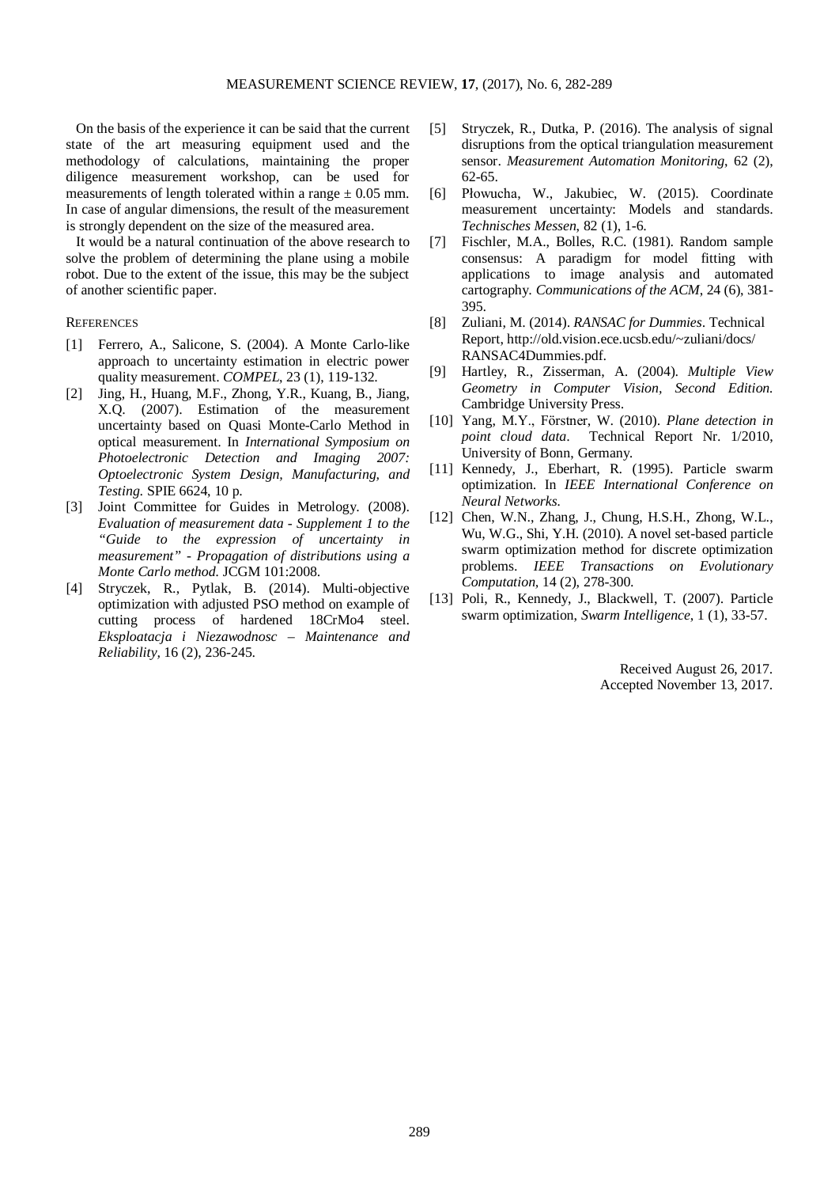On the basis of the experience it can be said that the current state of the art measuring equipment used and the methodology of calculations, maintaining the proper diligence measurement workshop, can be used for measurements of length tolerated within a range ± 0.05 mm. In case of angular dimensions, the result of the measurement is strongly dependent on the size of the measured area.

It would be a natural continuation of the above research to solve the problem of determining the plane using a mobile robot. Due to the extent of the issue, this may be the subject of another scientific paper.

## REFERENCES

[1] Ferrero, A., Salicone, S. (2004). A Monte Carlo-like approach to uncertainty estimation in electric power quality measurement. *COMPEL*, 23 (1), 119-132.

[2] Jing, H., Huang, M.F., Zhong, Y.R., Kuang, B., Jiang, X.Q. (2007). Estimation of the measurement uncertainty based on Quasi Monte-Carlo Method in optical measurement. In *International Symposium on Photoelectronic Detection and Imaging 2007: Optoelectronic System Design, Manufacturing, and Testing*. SPIE 6624, 10 p.

[3] Joint Committee for Guides in Metrology. (2008). *Evaluation of measurement data - Supplement 1 to the "Guide to the expression of uncertainty in measurement" - Propagation of distributions using a Monte Carlo method*. JCGM 101:2008.

[4] Stryczek, R., Pytlak, B. (2014). Multi-objective optimization with adjusted PSO method on example of cutting process of hardened 18CrMo4 steel. *Eksploatacja i Niezawodnosc – Maintenance and Reliability*, 16 (2), 236-245.

[5] Stryczek, R., Dutka, P. (2016). The analysis of signal disruptions from the optical triangulation measurement sensor. *Measurement Automation Monitoring*, 62 (2), 62-65.

[6] Płowucha, W., Jakubiec, W. (2015). Coordinate measurement uncertainty: Models and standards. *Technisches Messen*, 82 (1), 1-6.

[7] Fischler, M.A., Bolles, R.C. (1981). Random sample consensus: A paradigm for model fitting with applications to image analysis and automated cartography. *Communications of the ACM*, 24 (6), 381-395.

[8] Zuliani, M. (2014). *RANSAC for Dummies*. Technical Report, http://old.vision.ece.ucsb.edu/~zuliani/docs/RANSAC4Dummies.pdf.

[9] Hartley, R., Zisserman, A. (2004). *Multiple View Geometry in Computer Vision, Second Edition*. Cambridge University Press.

[10] Yang, M.Y., Förstner, W. (2010). *Plane detection in point cloud data*. Technical Report Nr. 1/2010, University of Bonn, Germany.

[11] Kennedy, J., Eberhart, R. (1995). Particle swarm optimization. In *IEEE International Conference on Neural Networks*.

[12] Chen, W.N., Zhang, J., Chung, H.S.H., Zhong, W.L., Wu, W.G., Shi, Y.H. (2010). A novel set-based particle swarm optimization method for discrete optimization problems. *IEEE Transactions on Evolutionary Computation*, 14 (2), 278-300.

[13] Poli, R., Kennedy, J., Blackwell, T. (2007). Particle swarm optimization, *Swarm Intelligence*, 1 (1), 33-57.

Received August 26, 2017.
Accepted November 13, 2017.